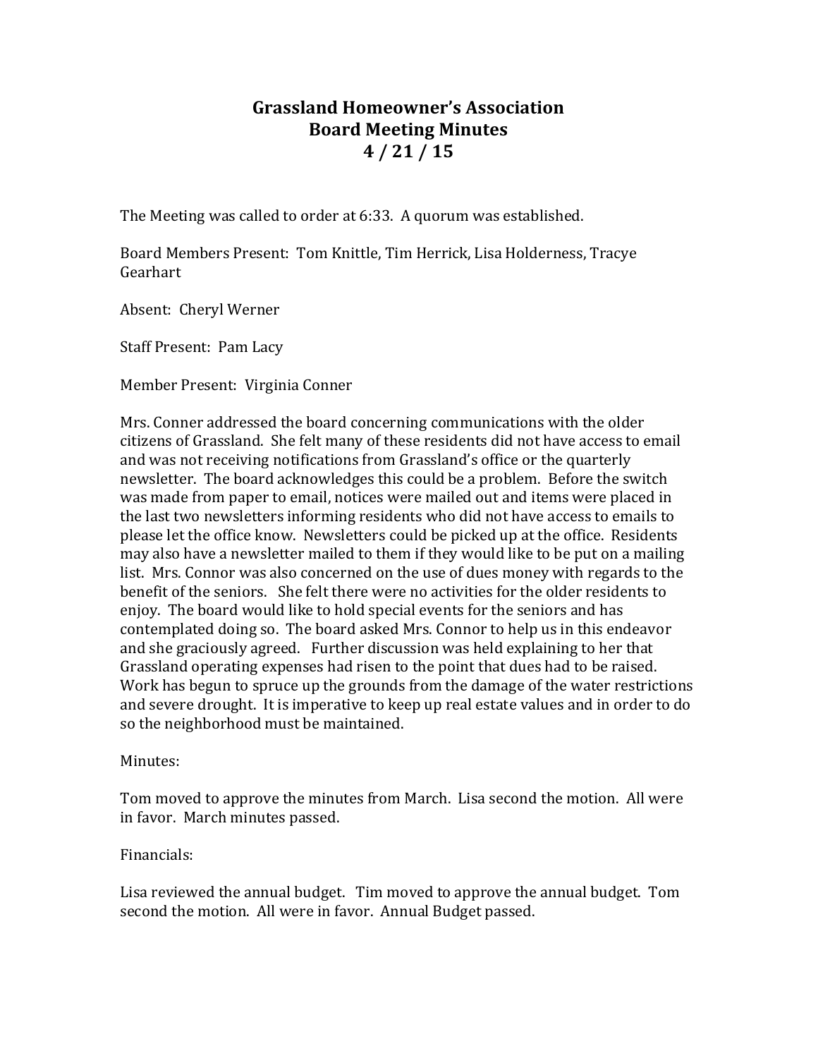# Grassland Homeowner's Association
## Board Meeting Minutes
## 4 / 21 / 15

The Meeting was called to order at 6:33. A quorum was established.

Board Members Present: Tom Knittle, Tim Herrick, Lisa Holderness, Tracye Gearhart

Absent: Cheryl Werner

Staff Present: Pam Lacy

Member Present: Virginia Conner

Mrs. Conner addressed the board concerning communications with the older citizens of Grassland. She felt many of these residents did not have access to email and was not receiving notifications from Grassland's office or the quarterly newsletter. The board acknowledges this could be a problem. Before the switch was made from paper to email, notices were mailed out and items were placed in the last two newsletters informing residents who did not have access to emails to please let the office know. Newsletters could be picked up at the office. Residents may also have a newsletter mailed to them if they would like to be put on a mailing list. Mrs. Connor was also concerned on the use of dues money with regards to the benefit of the seniors. She felt there were no activities for the older residents to enjoy. The board would like to hold special events for the seniors and has contemplated doing so. The board asked Mrs. Connor to help us in this endeavor and she graciously agreed. Further discussion was held explaining to her that Grassland operating expenses had risen to the point that dues had to be raised. Work has begun to spruce up the grounds from the damage of the water restrictions and severe drought. It is imperative to keep up real estate values and in order to do so the neighborhood must be maintained.

Minutes:

Tom moved to approve the minutes from March. Lisa second the motion. All were in favor. March minutes passed.

Financials:

Lisa reviewed the annual budget. Tim moved to approve the annual budget. Tom second the motion. All were in favor. Annual Budget passed.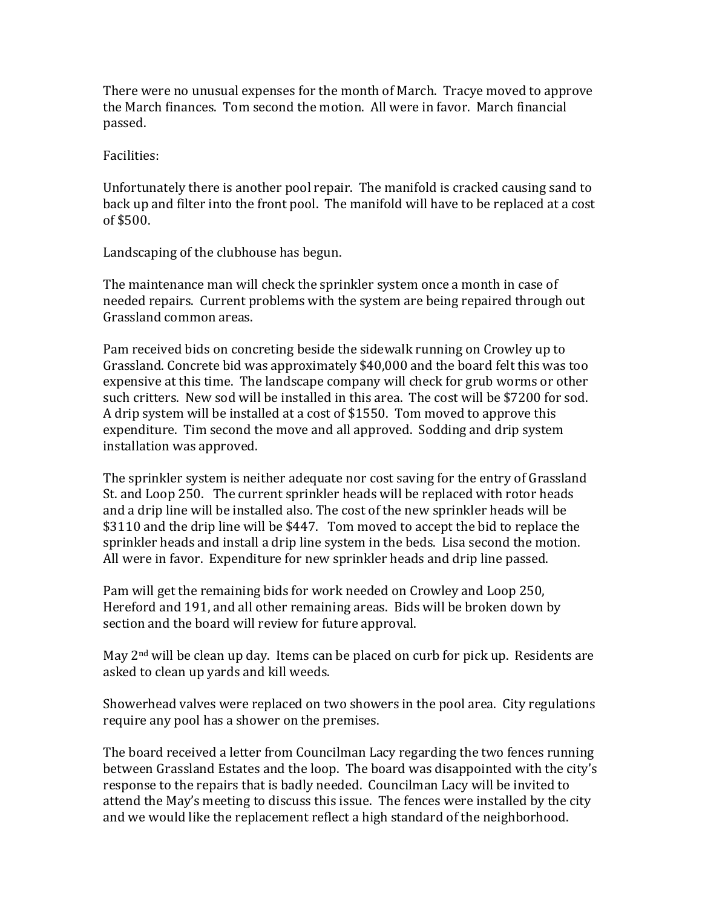There were no unusual expenses for the month of March. Tracye moved to approve the March finances. Tom second the motion. All were in favor. March financial passed.

Facilities:

Unfortunately there is another pool repair. The manifold is cracked causing sand to back up and filter into the front pool. The manifold will have to be replaced at a cost of $500.

Landscaping of the clubhouse has begun.

The maintenance man will check the sprinkler system once a month in case of needed repairs. Current problems with the system are being repaired through out Grassland common areas.

Pam received bids on concreting beside the sidewalk running on Crowley up to Grassland. Concrete bid was approximately $40,000 and the board felt this was too expensive at this time. The landscape company will check for grub worms or other such critters. New sod will be installed in this area. The cost will be $7200 for sod. A drip system will be installed at a cost of $1550. Tom moved to approve this expenditure. Tim second the move and all approved. Sodding and drip system installation was approved.

The sprinkler system is neither adequate nor cost saving for the entry of Grassland St. and Loop 250. The current sprinkler heads will be replaced with rotor heads and a drip line will be installed also. The cost of the new sprinkler heads will be $3110 and the drip line will be $447. Tom moved to accept the bid to replace the sprinkler heads and install a drip line system in the beds. Lisa second the motion. All were in favor. Expenditure for new sprinkler heads and drip line passed.

Pam will get the remaining bids for work needed on Crowley and Loop 250, Hereford and 191, and all other remaining areas. Bids will be broken down by section and the board will review for future approval.

May 2nd will be clean up day. Items can be placed on curb for pick up. Residents are asked to clean up yards and kill weeds.

Showerhead valves were replaced on two showers in the pool area. City regulations require any pool has a shower on the premises.

The board received a letter from Councilman Lacy regarding the two fences running between Grassland Estates and the loop. The board was disappointed with the city's response to the repairs that is badly needed. Councilman Lacy will be invited to attend the May's meeting to discuss this issue. The fences were installed by the city and we would like the replacement reflect a high standard of the neighborhood.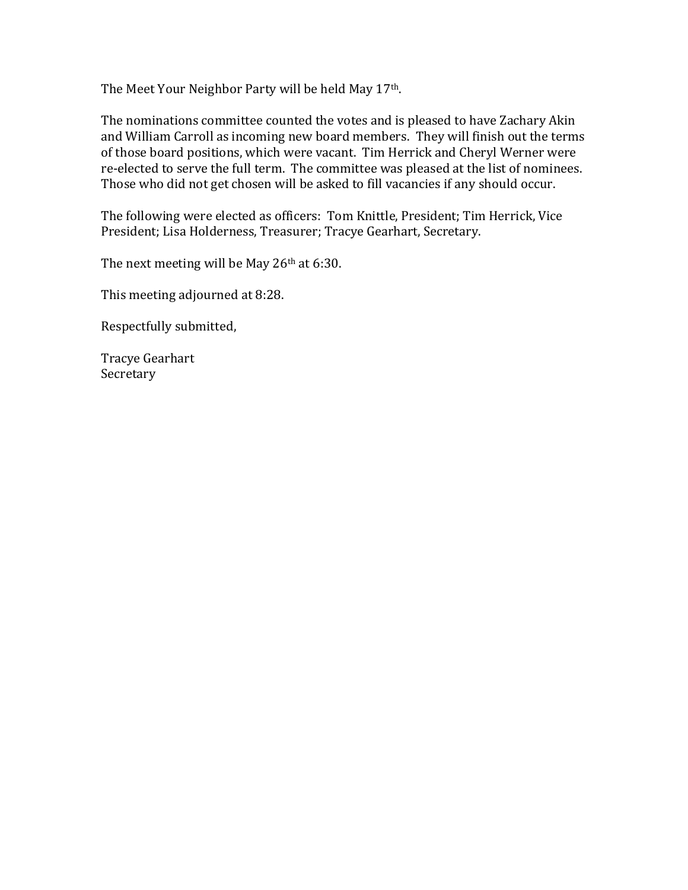The Meet Your Neighbor Party will be held May 17th.

The nominations committee counted the votes and is pleased to have Zachary Akin and William Carroll as incoming new board members. They will finish out the terms of those board positions, which were vacant. Tim Herrick and Cheryl Werner were re-elected to serve the full term. The committee was pleased at the list of nominees. Those who did not get chosen will be asked to fill vacancies if any should occur.

The following were elected as officers: Tom Knittle, President; Tim Herrick, Vice President; Lisa Holderness, Treasurer; Tracye Gearhart, Secretary.

The next meeting will be May 26th at 6:30.

This meeting adjourned at 8:28.

Respectfully submitted,

Tracye Gearhart
Secretary